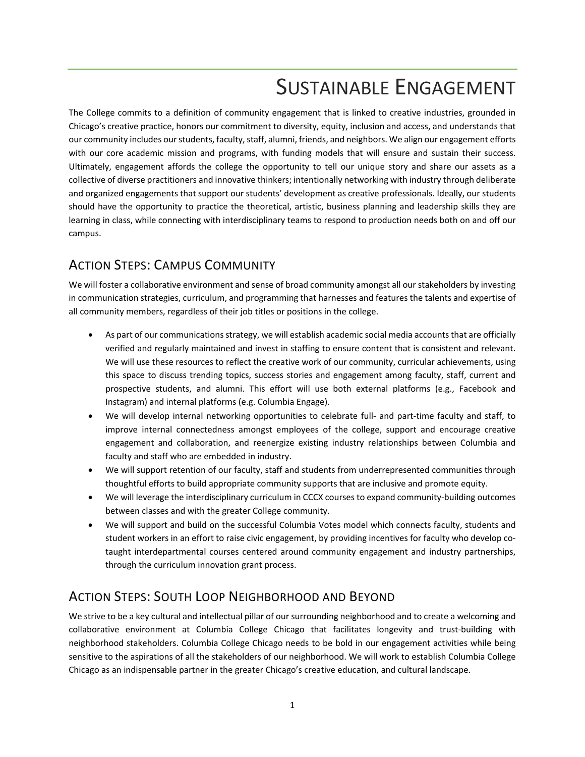# Sustainable Engagement

The College commits to a definition of community engagement that is linked to creative industries, grounded in Chicago's creative practice, honors our commitment to diversity, equity, inclusion and access, and understands that our community includes our students, faculty, staff, alumni, friends, and neighbors. We align our engagement efforts with our core academic mission and programs, with funding models that will ensure and sustain their success. Ultimately, engagement affords the college the opportunity to tell our unique story and share our assets as a collective of diverse practitioners and innovative thinkers; intentionally networking with industry through deliberate and organized engagements that support our students' development as creative professionals. Ideally, our students should have the opportunity to practice the theoretical, artistic, business planning and leadership skills they are learning in class, while connecting with interdisciplinary teams to respond to production needs both on and off our campus.

## Action Steps: Campus Community

We will foster a collaborative environment and sense of broad community amongst all our stakeholders by investing in communication strategies, curriculum, and programming that harnesses and features the talents and expertise of all community members, regardless of their job titles or positions in the college.

- As part of our communications strategy, we will establish academic social media accounts that are officially verified and regularly maintained and invest in staffing to ensure content that is consistent and relevant. We will use these resources to reflect the creative work of our community, curricular achievements, using this space to discuss trending topics, success stories and engagement among faculty, staff, current and prospective students, and alumni. This effort will use both external platforms (e.g., Facebook and Instagram) and internal platforms (e.g. Columbia Engage).
- We will develop internal networking opportunities to celebrate full- and part-time faculty and staff, to improve internal connectedness amongst employees of the college, support and encourage creative engagement and collaboration, and reenergize existing industry relationships between Columbia and faculty and staff who are embedded in industry.
- We will support retention of our faculty, staff and students from underrepresented communities through thoughtful efforts to build appropriate community supports that are inclusive and promote equity.
- We will leverage the interdisciplinary curriculum in CCCX courses to expand community-building outcomes between classes and with the greater College community.
- We will support and build on the successful Columbia Votes model which connects faculty, students and student workers in an effort to raise civic engagement, by providing incentives for faculty who develop co-taught interdepartmental courses centered around community engagement and industry partnerships, through the curriculum innovation grant process.

## Action Steps: South Loop Neighborhood and Beyond

We strive to be a key cultural and intellectual pillar of our surrounding neighborhood and to create a welcoming and collaborative environment at Columbia College Chicago that facilitates longevity and trust-building with neighborhood stakeholders. Columbia College Chicago needs to be bold in our engagement activities while being sensitive to the aspirations of all the stakeholders of our neighborhood. We will work to establish Columbia College Chicago as an indispensable partner in the greater Chicago's creative education, and cultural landscape.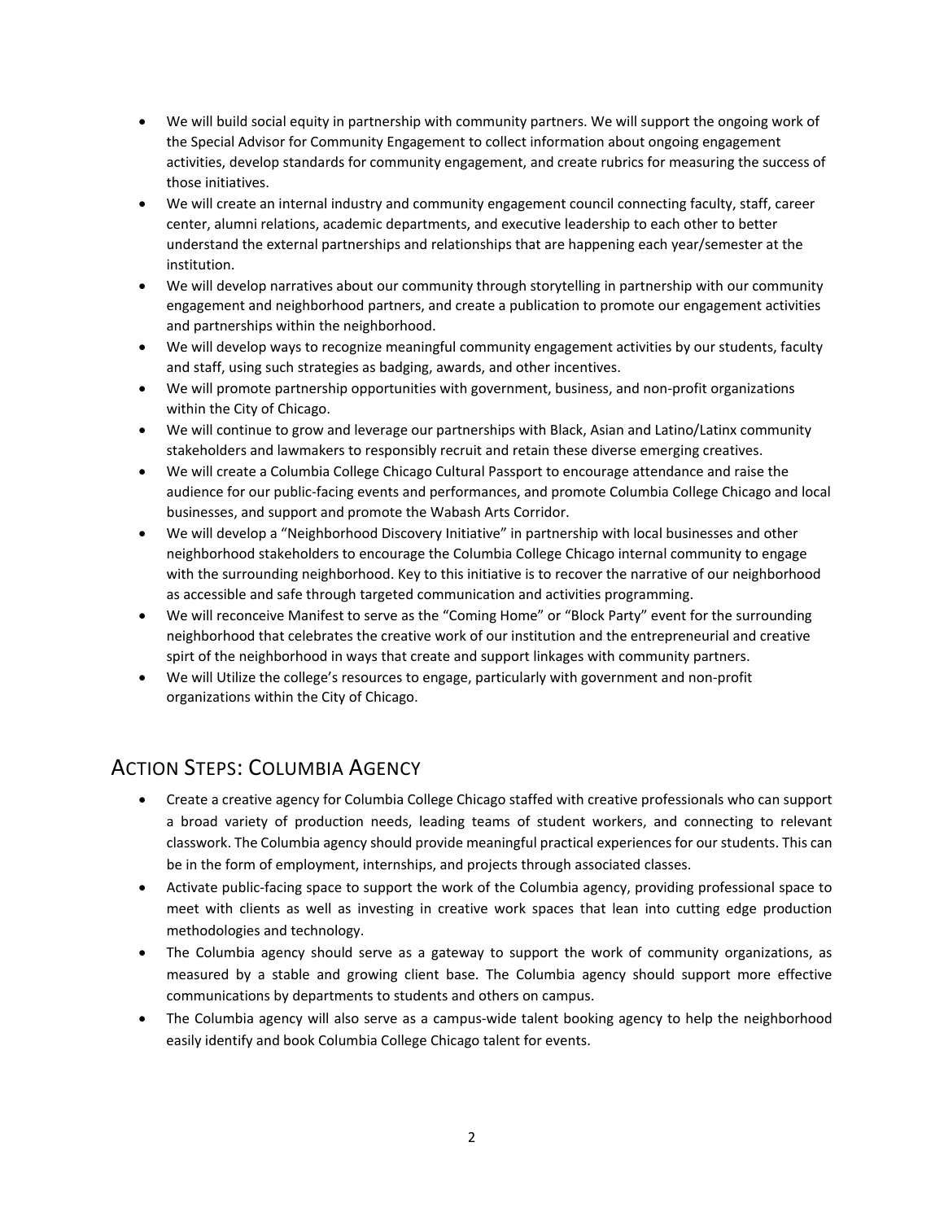- We will build social equity in partnership with community partners. We will support the ongoing work of the Special Advisor for Community Engagement to collect information about ongoing engagement activities, develop standards for community engagement, and create rubrics for measuring the success of those initiatives.
- We will create an internal industry and community engagement council connecting faculty, staff, career center, alumni relations, academic departments, and executive leadership to each other to better understand the external partnerships and relationships that are happening each year/semester at the institution.
- We will develop narratives about our community through storytelling in partnership with our community engagement and neighborhood partners, and create a publication to promote our engagement activities and partnerships within the neighborhood.
- We will develop ways to recognize meaningful community engagement activities by our students, faculty and staff, using such strategies as badging, awards, and other incentives.
- We will promote partnership opportunities with government, business, and non-profit organizations within the City of Chicago.
- We will continue to grow and leverage our partnerships with Black, Asian and Latino/Latinx community stakeholders and lawmakers to responsibly recruit and retain these diverse emerging creatives.
- We will create a Columbia College Chicago Cultural Passport to encourage attendance and raise the audience for our public-facing events and performances, and promote Columbia College Chicago and local businesses, and support and promote the Wabash Arts Corridor.
- We will develop a “Neighborhood Discovery Initiative” in partnership with local businesses and other neighborhood stakeholders to encourage the Columbia College Chicago internal community to engage with the surrounding neighborhood. Key to this initiative is to recover the narrative of our neighborhood as accessible and safe through targeted communication and activities programming.
- We will reconceive Manifest to serve as the “Coming Home” or “Block Party” event for the surrounding neighborhood that celebrates the creative work of our institution and the entrepreneurial and creative spirt of the neighborhood in ways that create and support linkages with community partners.
- We will Utilize the college’s resources to engage, particularly with government and non-profit organizations within the City of Chicago.

## Action Steps: Columbia Agency

- Create a creative agency for Columbia College Chicago staffed with creative professionals who can support a broad variety of production needs, leading teams of student workers, and connecting to relevant classwork. The Columbia agency should provide meaningful practical experiences for our students. This can be in the form of employment, internships, and projects through associated classes.
- Activate public-facing space to support the work of the Columbia agency, providing professional space to meet with clients as well as investing in creative work spaces that lean into cutting edge production methodologies and technology.
- The Columbia agency should serve as a gateway to support the work of community organizations, as measured by a stable and growing client base. The Columbia agency should support more effective communications by departments to students and others on campus.
- The Columbia agency will also serve as a campus-wide talent booking agency to help the neighborhood easily identify and book Columbia College Chicago talent for events.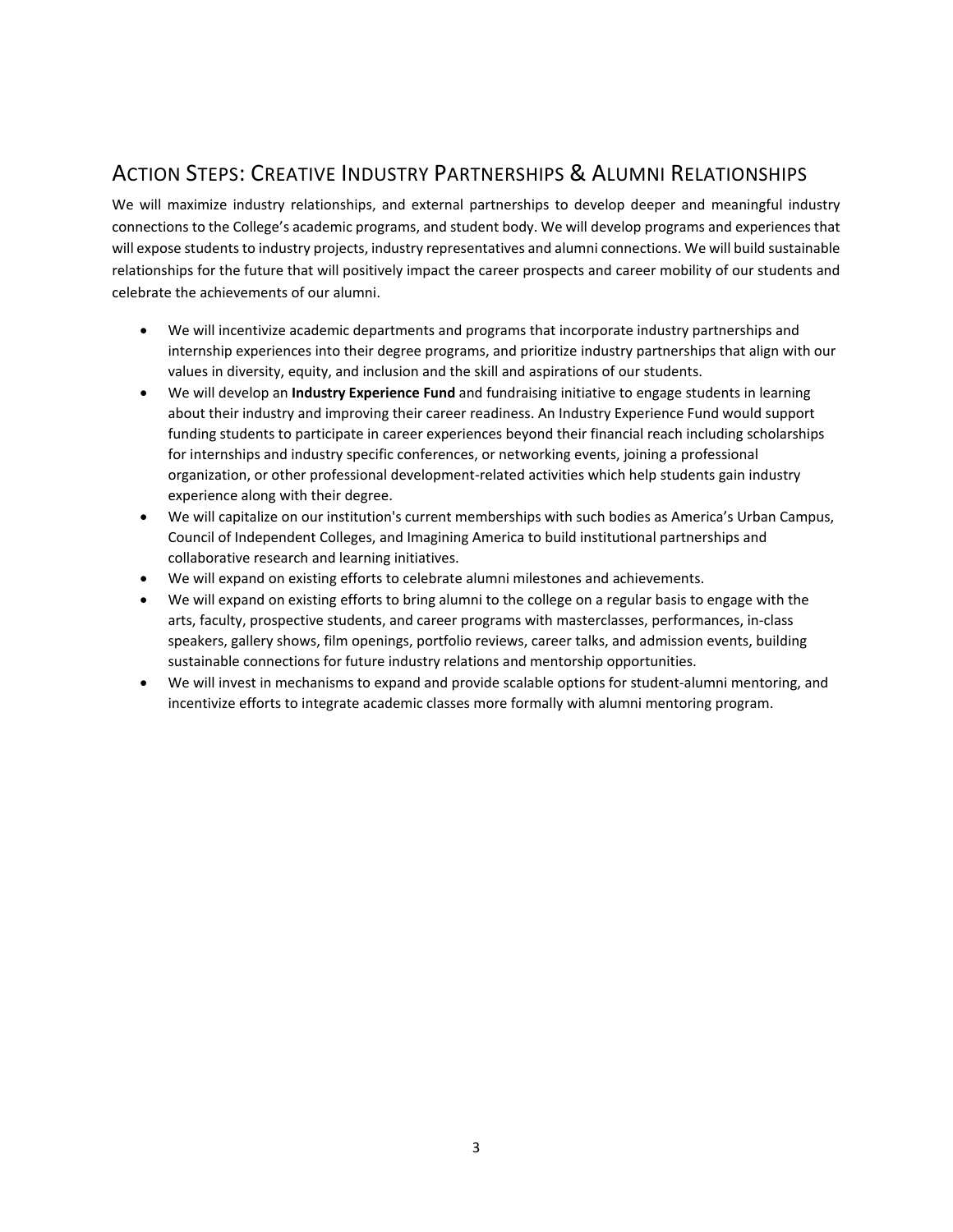## Action Steps: Creative Industry Partnerships & Alumni Relationships

We will maximize industry relationships, and external partnerships to develop deeper and meaningful industry connections to the College's academic programs, and student body. We will develop programs and experiences that will expose students to industry projects, industry representatives and alumni connections. We will build sustainable relationships for the future that will positively impact the career prospects and career mobility of our students and celebrate the achievements of our alumni.

- We will incentivize academic departments and programs that incorporate industry partnerships and internship experiences into their degree programs, and prioritize industry partnerships that align with our values in diversity, equity, and inclusion and the skill and aspirations of our students.
- We will develop an **Industry Experience Fund** and fundraising initiative to engage students in learning about their industry and improving their career readiness. An Industry Experience Fund would support funding students to participate in career experiences beyond their financial reach including scholarships for internships and industry specific conferences, or networking events, joining a professional organization, or other professional development-related activities which help students gain industry experience along with their degree.
- We will capitalize on our institution's current memberships with such bodies as America's Urban Campus, Council of Independent Colleges, and Imagining America to build institutional partnerships and collaborative research and learning initiatives.
- We will expand on existing efforts to celebrate alumni milestones and achievements.
- We will expand on existing efforts to bring alumni to the college on a regular basis to engage with the arts, faculty, prospective students, and career programs with masterclasses, performances, in-class speakers, gallery shows, film openings, portfolio reviews, career talks, and admission events, building sustainable connections for future industry relations and mentorship opportunities.
- We will invest in mechanisms to expand and provide scalable options for student-alumni mentoring, and incentivize efforts to integrate academic classes more formally with alumni mentoring program.